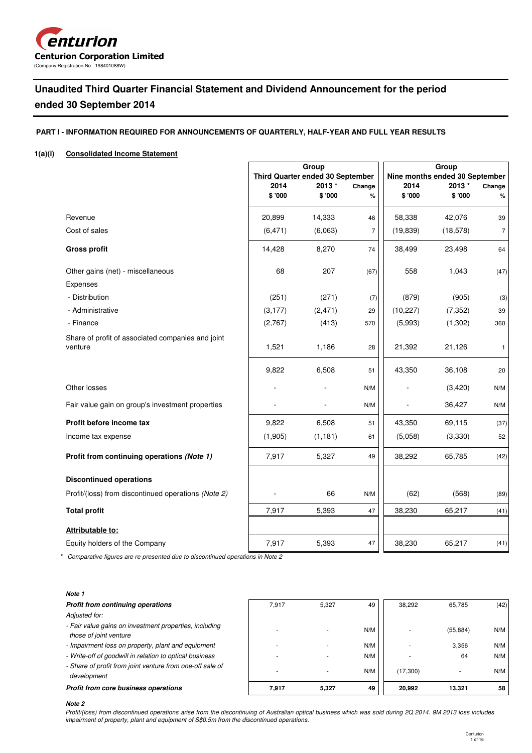Centurion Corporation Limited
(Company Registration No. 198401088W)

# Unaudited Third Quarter Financial Statement and Dividend Announcement for the period ended 30 September 2014

## PART I - INFORMATION REQUIRED FOR ANNOUNCEMENTS OF QUARTERLY, HALF-YEAR AND FULL YEAR RESULTS

### 1(a)(i) Consolidated Income Statement

| | Group | | | Group | | |
|---|---|---|---|---|---|---|
| | Third Quarter ended 30 September | | | Nine months ended 30 September | | |
| | 2014 | 2013 * | Change | 2014 | 2013 * | Change |
| | $ '000 | $ '000 | % | $ '000 | $ '000 | % |
| Revenue | 20,899 | 14,333 | 46 | 58,338 | 42,076 | 39 |
| Cost of sales | (6,471) | (6,063) | 7 | (19,839) | (18,578) | 7 |
| **Gross profit** | 14,428 | 8,270 | 74 | 38,499 | 23,498 | 64 |
| Other gains (net) - miscellaneous | 68 | 207 | (67) | 558 | 1,043 | (47) |
| Expenses | | | | | | |
| - Distribution | (251) | (271) | (7) | (879) | (905) | (3) |
| - Administrative | (3,177) | (2,471) | 29 | (10,227) | (7,352) | 39 |
| - Finance | (2,767) | (413) | 570 | (5,993) | (1,302) | 360 |
| Share of profit of associated companies and joint venture | 1,521 | 1,186 | 28 | 21,392 | 21,126 | 1 |
| | 9,822 | 6,508 | 51 | 43,350 | 36,108 | 20 |
| Other losses | - | - | N/M | - | (3,420) | N/M |
| Fair value gain on group's investment properties | - | - | N/M | - | 36,427 | N/M |
| **Profit before income tax** | 9,822 | 6,508 | 51 | 43,350 | 69,115 | (37) |
| Income tax expense | (1,905) | (1,181) | 61 | (5,058) | (3,330) | 52 |
| **Profit from continuing operations *(Note 1)*** | 7,917 | 5,327 | 49 | 38,292 | 65,785 | (42) |
| **Discontinued operations** | | | | | | |
| Profit/(loss) from discontinued operations *(Note 2)* | - | 66 | N/M | (62) | (568) | (89) |
| **Total profit** | 7,917 | 5,393 | 47 | 38,230 | 65,217 | (41) |
| **Attributable to:** | | | | | | |
| Equity holders of the Company | 7,917 | 5,393 | 47 | 38,230 | 65,217 | (41) |

\* *Comparative figures are re-presented due to discontinued operations in Note 2*

***Note 1***

| | 3Q 2014 | 3Q 2013 | Change % | 9M 2014 | 9M 2013 | Change % |
|---|---|---|---|---|---|---|
| ***Profit from continuing operations*** | 7,917 | 5,327 | 49 | 38,292 | 65,785 | (42) |
| *Adjusted for:* | | | | | | |
| *- Fair value gains on investment properties, including those of joint venture* | - | - | N/M | - | (55,884) | N/M |
| *- Impairment loss on property, plant and equipment* | - | - | N/M | - | 3,356 | N/M |
| *- Write-off of goodwill in relation to optical business* | - | - | N/M | - | 64 | N/M |
| *- Share of profit from joint venture from one-off sale of development* | - | - | N/M | (17,300) | - | N/M |
| ***Profit from core business operations*** | **7,917** | **5,327** | **49** | **20,992** | **13,321** | **58** |

***Note 2***

*Profit/(loss) from discontinued operations arise from the discontinuing of Australian optical business which was sold during 2Q 2014. 9M 2013 loss includes impairment of property, plant and equipment of S$0.5m from the discontinued operations.*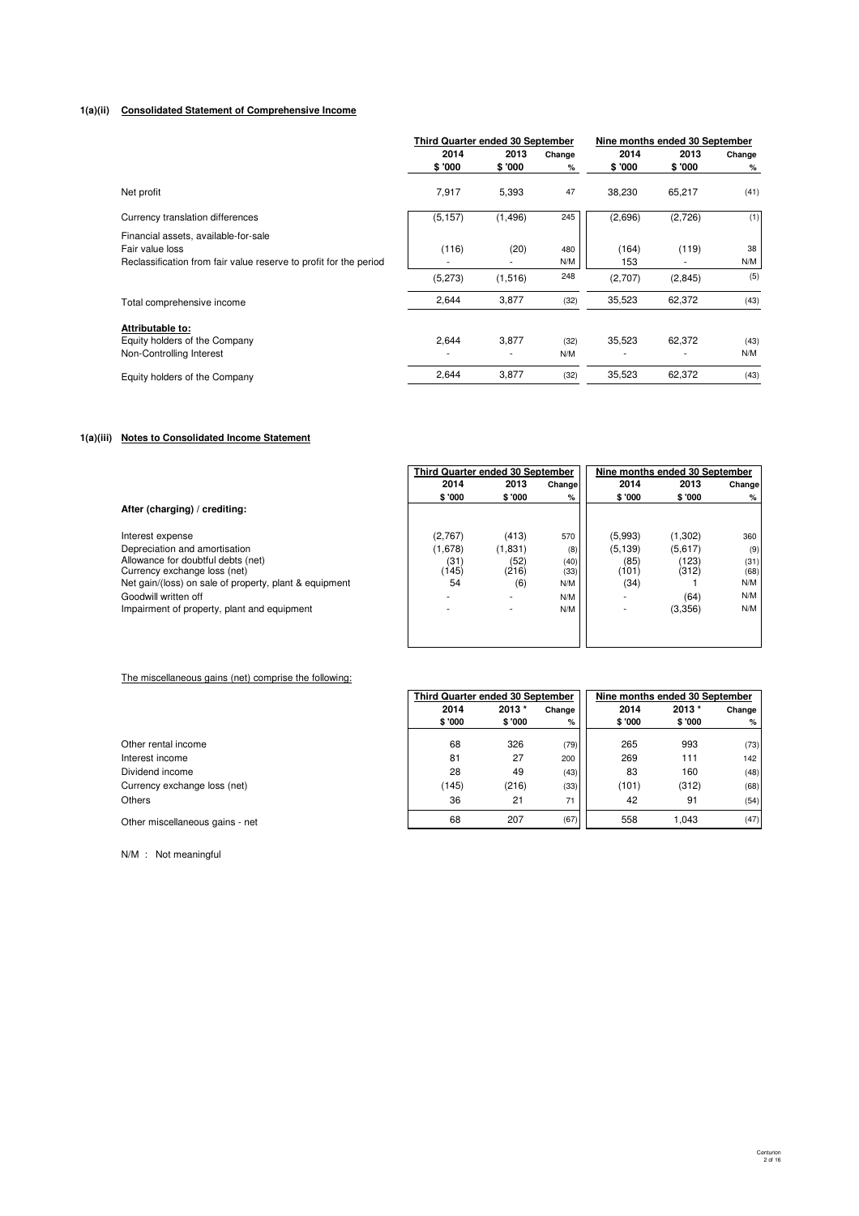## 1(a)(ii) Consolidated Statement of Comprehensive Income

| | Third Quarter ended 30 September | | | Nine months ended 30 September | | |
|---|---|---|---|---|---|---|
| | 2014 | 2013 | Change | 2014 | 2013 | Change |
| | $ '000 | $ '000 | % | $ '000 | $ '000 | % |
| Net profit | 7,917 | 5,393 | 47 | 38,230 | 65,217 | (41) |
| Currency translation differences | (5,157) | (1,496) | 245 | (2,696) | (2,726) | (1) |
| Financial assets, available-for-sale | | | | | | |
| Fair value loss | (116) | (20) | 480 | (164) | (119) | 38 |
| Reclassification from fair value reserve to profit for the period | - | - | N/M | 153 | - | N/M |
| | (5,273) | (1,516) | 248 | (2,707) | (2,845) | (5) |
| Total comprehensive income | 2,644 | 3,877 | (32) | 35,523 | 62,372 | (43) |
| **Attributable to:** | | | | | | |
| Equity holders of the Company | 2,644 | 3,877 | (32) | 35,523 | 62,372 | (43) |
| Non-Controlling Interest | - | - | N/M | - | - | N/M |
| Equity holders of the Company | 2,644 | 3,877 | (32) | 35,523 | 62,372 | (43) |

## 1(a)(iii) Notes to Consolidated Income Statement

| | Third Quarter ended 30 September | | | Nine months ended 30 September | | |
|---|---|---|---|---|---|---|
| | 2014 | 2013 | Change | 2014 | 2013 | Change |
| | $ '000 | $ '000 | % | $ '000 | $ '000 | % |
| **After (charging) / crediting:** | | | | | | |
| Interest expense | (2,767) | (413) | 570 | (5,993) | (1,302) | 360 |
| Depreciation and amortisation | (1,678) | (1,831) | (8) | (5,139) | (5,617) | (9) |
| Allowance for doubtful debts (net) | (31) | (52) | (40) | (85) | (123) | (31) |
| Currency exchange loss (net) | (145) | (216) | (33) | (101) | (312) | (68) |
| Net gain/(loss) on sale of property, plant & equipment | 54 | (6) | N/M | (34) | 1 | N/M |
| Goodwill written off | - | - | N/M | - | (64) | N/M |
| Impairment of property, plant and equipment | - | - | N/M | - | (3,356) | N/M |

The miscellaneous gains (net) comprise the following:

| | Third Quarter ended 30 September | | | Nine months ended 30 September | | |
|---|---|---|---|---|---|---|
| | 2014 | 2013 * | Change | 2014 | 2013 * | Change |
| | $ '000 | $ '000 | % | $ '000 | $ '000 | % |
| Other rental income | 68 | 326 | (79) | 265 | 993 | (73) |
| Interest income | 81 | 27 | 200 | 269 | 111 | 142 |
| Dividend income | 28 | 49 | (43) | 83 | 160 | (48) |
| Currency exchange loss (net) | (145) | (216) | (33) | (101) | (312) | (68) |
| Others | 36 | 21 | 71 | 42 | 91 | (54) |
| Other miscellaneous gains - net | 68 | 207 | (67) | 558 | 1,043 | (47) |

N/M : Not meaningful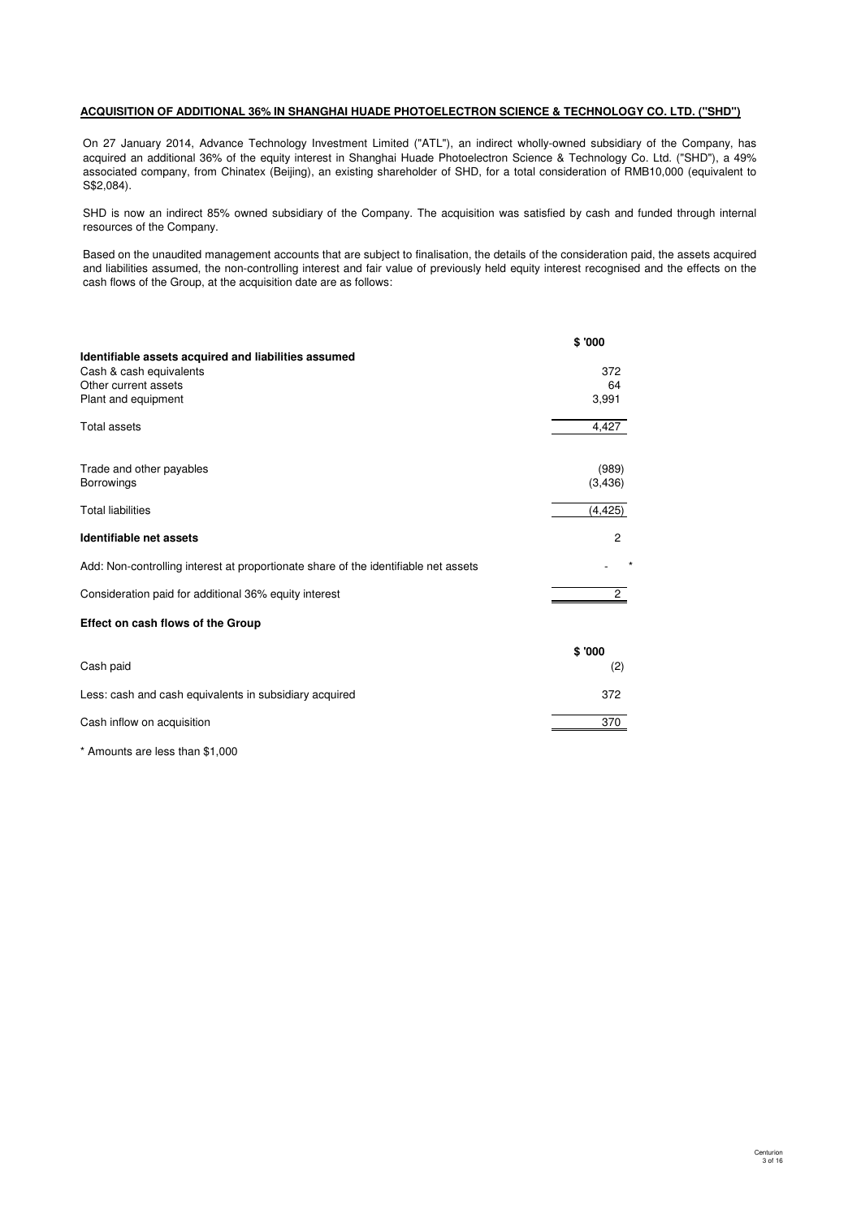## ACQUISITION OF ADDITIONAL 36% IN SHANGHAI HUADE PHOTOELECTRON SCIENCE & TECHNOLOGY CO. LTD. ("SHD")

On 27 January 2014, Advance Technology Investment Limited ("ATL"), an indirect wholly-owned subsidiary of the Company, has acquired an additional 36% of the equity interest in Shanghai Huade Photoelectron Science & Technology Co. Ltd. ("SHD"), a 49% associated company, from Chinatex (Beijing), an existing shareholder of SHD, for a total consideration of RMB10,000 (equivalent to S$2,084).

SHD is now an indirect 85% owned subsidiary of the Company. The acquisition was satisfied by cash and funded through internal resources of the Company.

Based on the unaudited management accounts that are subject to finalisation, the details of the consideration paid, the assets acquired and liabilities assumed, the non-controlling interest and fair value of previously held equity interest recognised and the effects on the cash flows of the Group, at the acquisition date are as follows:

| | $ '000 |
|---|---|
| **Identifiable assets acquired and liabilities assumed** | |
| Cash & cash equivalents | 372 |
| Other current assets | 64 |
| Plant and equipment | 3,991 |
| Total assets | 4,427 |
| Trade and other payables | (989) |
| Borrowings | (3,436) |
| Total liabilities | (4,425) |
| **Identifiable net assets** | 2 |
| Add: Non-controlling interest at proportionate share of the identifiable net assets | - * |
| Consideration paid for additional 36% equity interest | 2 |

**Effect on cash flows of the Group**

| | $ '000 |
|---|---|
| Cash paid | (2) |
| Less: cash and cash equivalents in subsidiary acquired | 372 |
| Cash inflow on acquisition | 370 |

* Amounts are less than $1,000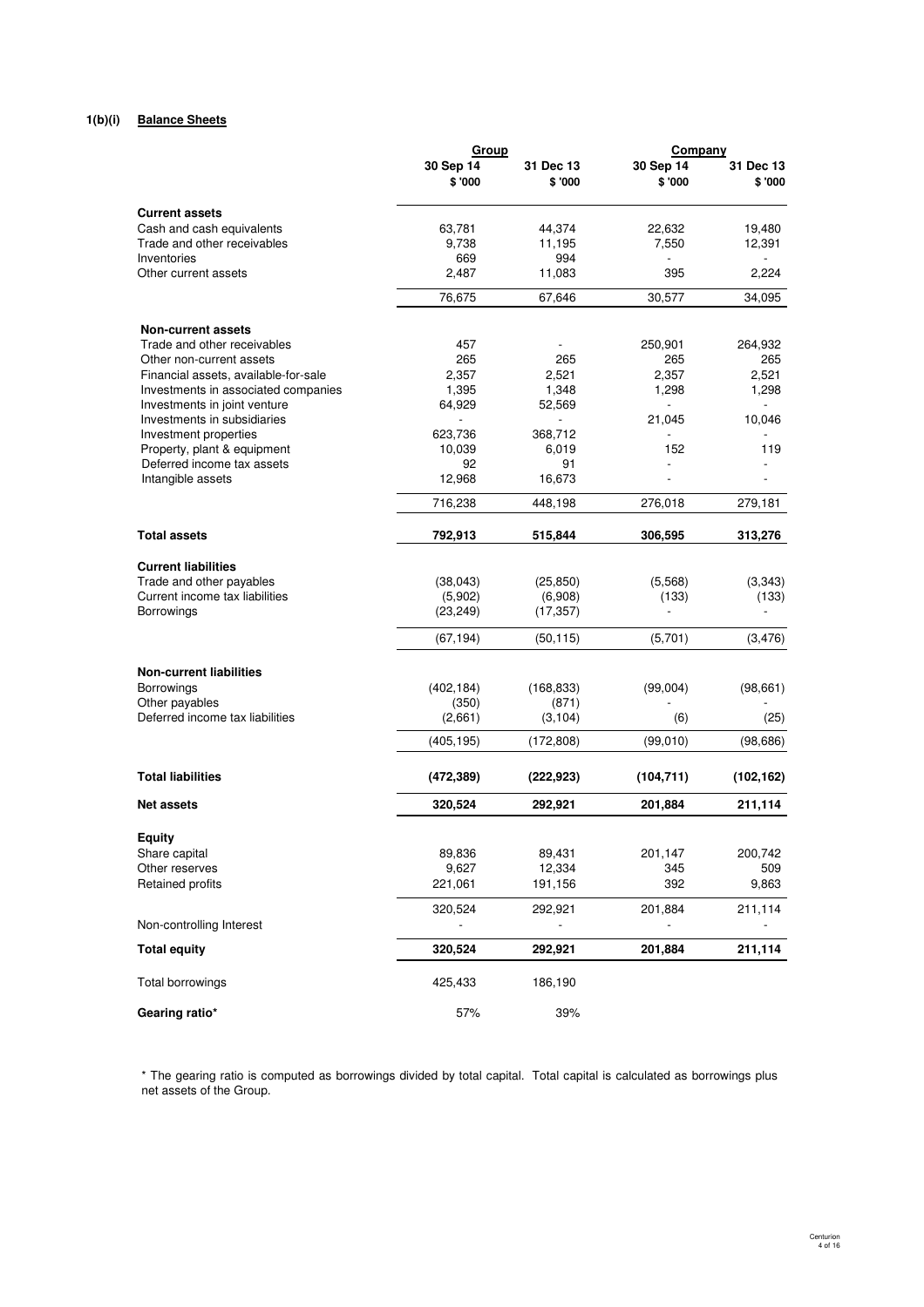**1(b)(i) Balance Sheets**

| | Group | | Company | |
|---|---|---|---|---|
| | 30 Sep 14 | 31 Dec 13 | 30 Sep 14 | 31 Dec 13 |
| | $ '000 | $ '000 | $ '000 | $ '000 |
| **Current assets** | | | | |
| Cash and cash equivalents | 63,781 | 44,374 | 22,632 | 19,480 |
| Trade and other receivables | 9,738 | 11,195 | 7,550 | 12,391 |
| Inventories | 669 | 994 | - | - |
| Other current assets | 2,487 | 11,083 | 395 | 2,224 |
| | 76,675 | 67,646 | 30,577 | 34,095 |
| **Non-current assets** | | | | |
| Trade and other receivables | 457 | - | 250,901 | 264,932 |
| Other non-current assets | 265 | 265 | 265 | 265 |
| Financial assets, available-for-sale | 2,357 | 2,521 | 2,357 | 2,521 |
| Investments in associated companies | 1,395 | 1,348 | 1,298 | 1,298 |
| Investments in joint venture | 64,929 | 52,569 | - | - |
| Investments in subsidiaries | - | - | 21,045 | 10,046 |
| Investment properties | 623,736 | 368,712 | - | - |
| Property, plant & equipment | 10,039 | 6,019 | 152 | 119 |
| Deferred income tax assets | 92 | 91 | - | - |
| Intangible assets | 12,968 | 16,673 | - | - |
| | 716,238 | 448,198 | 276,018 | 279,181 |
| **Total assets** | **792,913** | **515,844** | **306,595** | **313,276** |
| **Current liabilities** | | | | |
| Trade and other payables | (38,043) | (25,850) | (5,568) | (3,343) |
| Current income tax liabilities | (5,902) | (6,908) | (133) | (133) |
| Borrowings | (23,249) | (17,357) | - | - |
| | (67,194) | (50,115) | (5,701) | (3,476) |
| **Non-current liabilities** | | | | |
| Borrowings | (402,184) | (168,833) | (99,004) | (98,661) |
| Other payables | (350) | (871) | - | - |
| Deferred income tax liabilities | (2,661) | (3,104) | (6) | (25) |
| | (405,195) | (172,808) | (99,010) | (98,686) |
| **Total liabilities** | **(472,389)** | **(222,923)** | **(104,711)** | **(102,162)** |
| **Net assets** | **320,524** | **292,921** | **201,884** | **211,114** |
| **Equity** | | | | |
| Share capital | 89,836 | 89,431 | 201,147 | 200,742 |
| Other reserves | 9,627 | 12,334 | 345 | 509 |
| Retained profits | 221,061 | 191,156 | 392 | 9,863 |
| | 320,524 | 292,921 | 201,884 | 211,114 |
| Non-controlling Interest | - | - | - | - |
| **Total equity** | **320,524** | **292,921** | **201,884** | **211,114** |
| Total borrowings | 425,433 | 186,190 | | |
| **Gearing ratio*** | 57% | 39% | | |

* The gearing ratio is computed as borrowings divided by total capital. Total capital is calculated as borrowings plus net assets of the Group.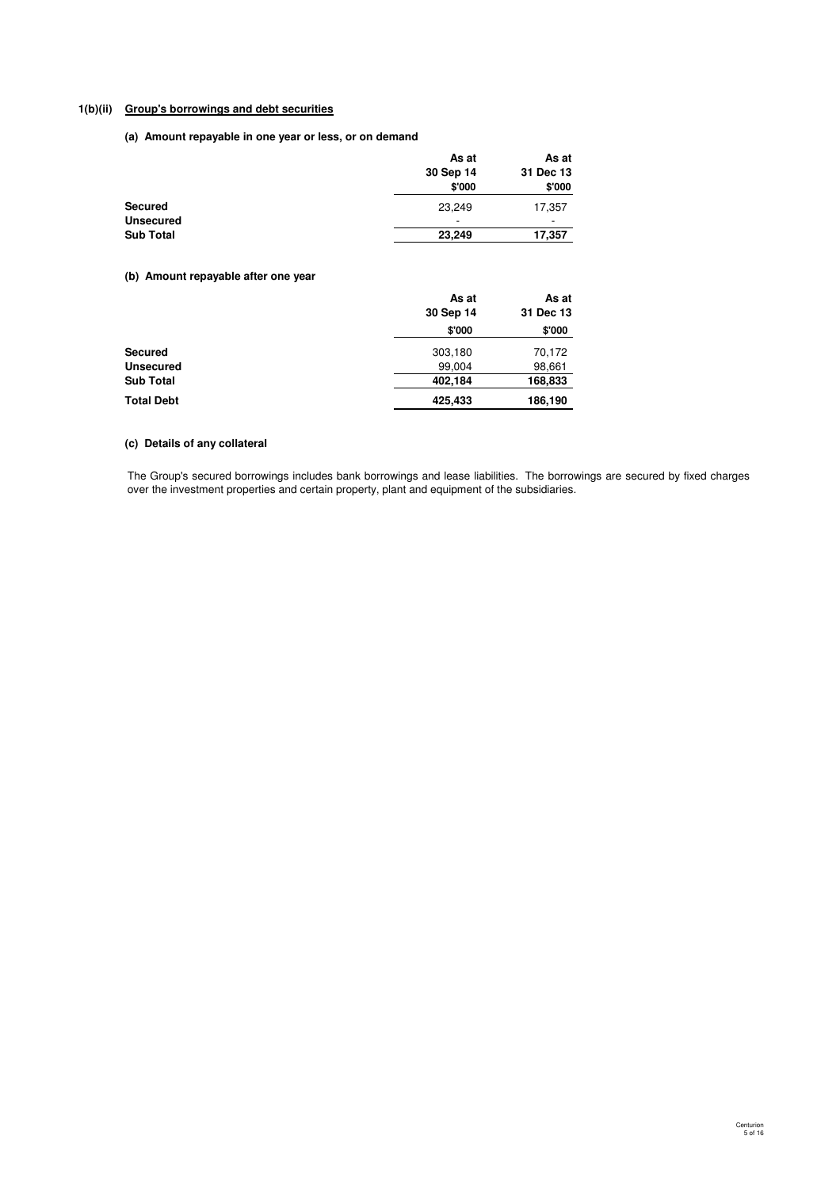## 1(b)(ii) Group's borrowings and debt securities

### (a) Amount repayable in one year or less, or on demand

| | As at 30 Sep 14 $'000 | As at 31 Dec 13 $'000 |
|---|---|---|
| **Secured** | 23,249 | 17,357 |
| **Unsecured** | - | - |
| **Sub Total** | **23,249** | **17,357** |

### (b) Amount repayable after one year

| | As at 30 Sep 14 $'000 | As at 31 Dec 13 $'000 |
|---|---|---|
| **Secured** | 303,180 | 70,172 |
| **Unsecured** | 99,004 | 98,661 |
| **Sub Total** | **402,184** | **168,833** |
| **Total Debt** | **425,433** | **186,190** |

### (c) Details of any collateral

The Group's secured borrowings includes bank borrowings and lease liabilities. The borrowings are secured by fixed charges over the investment properties and certain property, plant and equipment of the subsidiaries.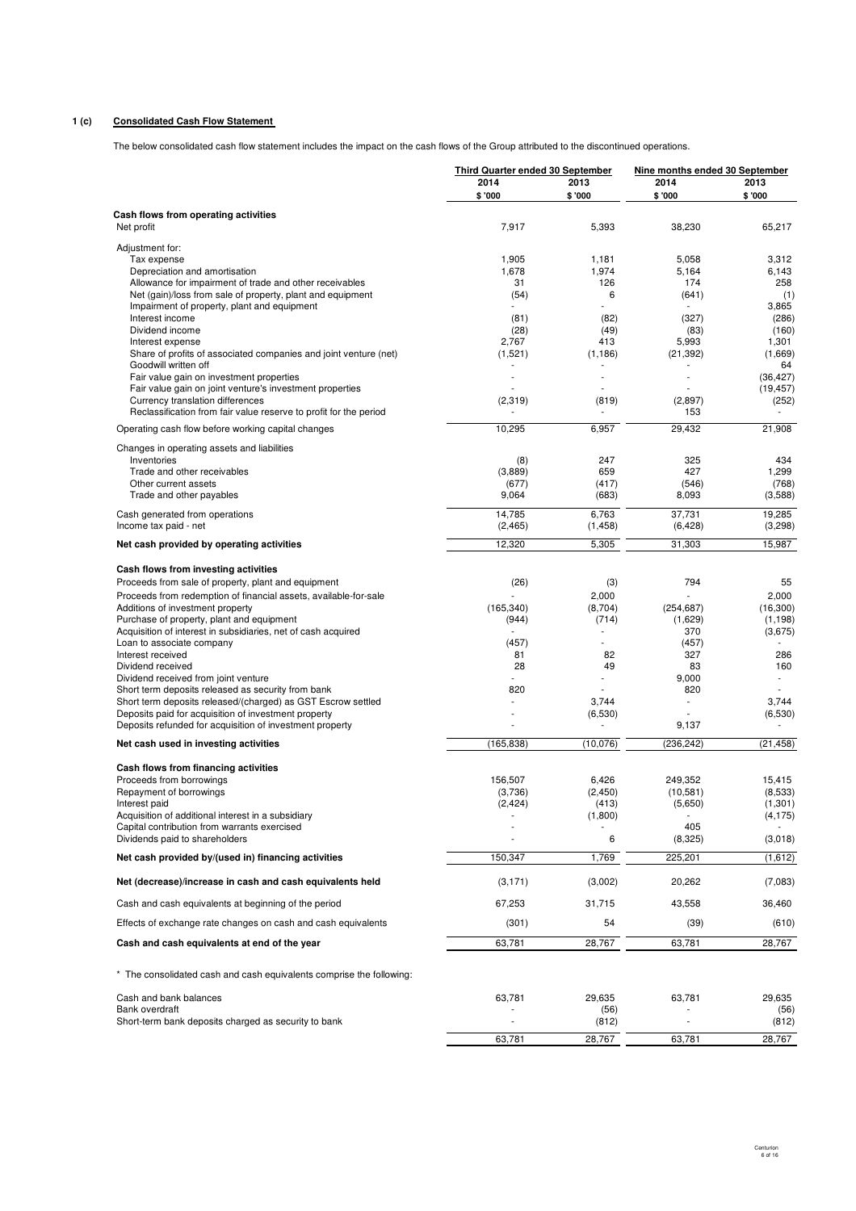**1 (c) Consolidated Cash Flow Statement**

The below consolidated cash flow statement includes the impact on the cash flows of the Group attributed to the discontinued operations.

| | Third Quarter ended 30 September | | Nine months ended 30 September | |
|---|---|---|---|---|
| | 2014 | 2013 | 2014 | 2013 |
| | $ '000 | $ '000 | $ '000 | $ '000 |
| **Cash flows from operating activities** | | | | |
| Net profit | 7,917 | 5,393 | 38,230 | 65,217 |
| Adjustment for: | | | | |
| Tax expense | 1,905 | 1,181 | 5,058 | 3,312 |
| Depreciation and amortisation | 1,678 | 1,974 | 5,164 | 6,143 |
| Allowance for impairment of trade and other receivables | 31 | 126 | 174 | 258 |
| Net (gain)/loss from sale of property, plant and equipment | (54) | 6 | (641) | (1) |
| Impairment of property, plant and equipment | - | - | - | 3,865 |
| Interest income | (81) | (82) | (327) | (286) |
| Dividend income | (28) | (49) | (83) | (160) |
| Interest expense | 2,767 | 413 | 5,993 | 1,301 |
| Share of profits of associated companies and joint venture (net) | (1,521) | (1,186) | (21,392) | (1,669) |
| Goodwill written off | - | - | - | 64 |
| Fair value gain on investment properties | - | - | - | (36,427) |
| Fair value gain on joint venture's investment properties | - | - | - | (19,457) |
| Currency translation differences | (2,319) | (819) | (2,897) | (252) |
| Reclassification from fair value reserve to profit for the period | - | - | 153 | - |
| Operating cash flow before working capital changes | 10,295 | 6,957 | 29,432 | 21,908 |
| Changes in operating assets and liabilities | | | | |
| Inventories | (8) | 247 | 325 | 434 |
| Trade and other receivables | (3,889) | 659 | 427 | 1,299 |
| Other current assets | (677) | (417) | (546) | (768) |
| Trade and other payables | 9,064 | (683) | 8,093 | (3,588) |
| Cash generated from operations | 14,785 | 6,763 | 37,731 | 19,285 |
| Income tax paid - net | (2,465) | (1,458) | (6,428) | (3,298) |
| **Net cash provided by operating activities** | 12,320 | 5,305 | 31,303 | 15,987 |
| **Cash flows from investing activities** | | | | |
| Proceeds from sale of property, plant and equipment | (26) | (3) | 794 | 55 |
| Proceeds from redemption of financial assets, available-for-sale | - | 2,000 | - | 2,000 |
| Additions of investment property | (165,340) | (8,704) | (254,687) | (16,300) |
| Purchase of property, plant and equipment | (944) | (714) | (1,629) | (1,198) |
| Acquisition of interest in subsidiaries, net of cash acquired | - | - | 370 | (3,675) |
| Loan to associate company | (457) | - | (457) | - |
| Interest received | 81 | 82 | 327 | 286 |
| Dividend received | 28 | 49 | 83 | 160 |
| Dividend received from joint venture | - | - | 9,000 | - |
| Short term deposits released as security from bank | 820 | - | 820 | - |
| Short term deposits released/(charged) as GST Escrow settled | - | 3,744 | - | 3,744 |
| Deposits paid for acquisition of investment property | - | (6,530) | - | (6,530) |
| Deposits refunded for acquisition of investment property | - | - | 9,137 | - |
| **Net cash used in investing activities** | (165,838) | (10,076) | (236,242) | (21,458) |
| **Cash flows from financing activities** | | | | |
| Proceeds from borrowings | 156,507 | 6,426 | 249,352 | 15,415 |
| Repayment of borrowings | (3,736) | (2,450) | (10,581) | (8,533) |
| Interest paid | (2,424) | (413) | (5,650) | (1,301) |
| Acquisition of additional interest in a subsidiary | - | (1,800) | - | (4,175) |
| Capital contribution from warrants exercised | - | - | 405 | - |
| Dividends paid to shareholders | - | 6 | (8,325) | (3,018) |
| **Net cash provided by/(used in) financing activities** | 150,347 | 1,769 | 225,201 | (1,612) |
| **Net (decrease)/increase in cash and cash equivalents held** | (3,171) | (3,002) | 20,262 | (7,083) |
| Cash and cash equivalents at beginning of the period | 67,253 | 31,715 | 43,558 | 36,460 |
| Effects of exchange rate changes on cash and cash equivalents | (301) | 54 | (39) | (610) |
| **Cash and cash equivalents at end of the year** | 63,781 | 28,767 | 63,781 | 28,767 |

\* The consolidated cash and cash equivalents comprise the following:

| | | | | |
|---|---|---|---|---|
| Cash and bank balances | 63,781 | 29,635 | 63,781 | 29,635 |
| Bank overdraft | - | (56) | - | (56) |
| Short-term bank deposits charged as security to bank | - | (812) | - | (812) |
| | 63,781 | 28,767 | 63,781 | 28,767 |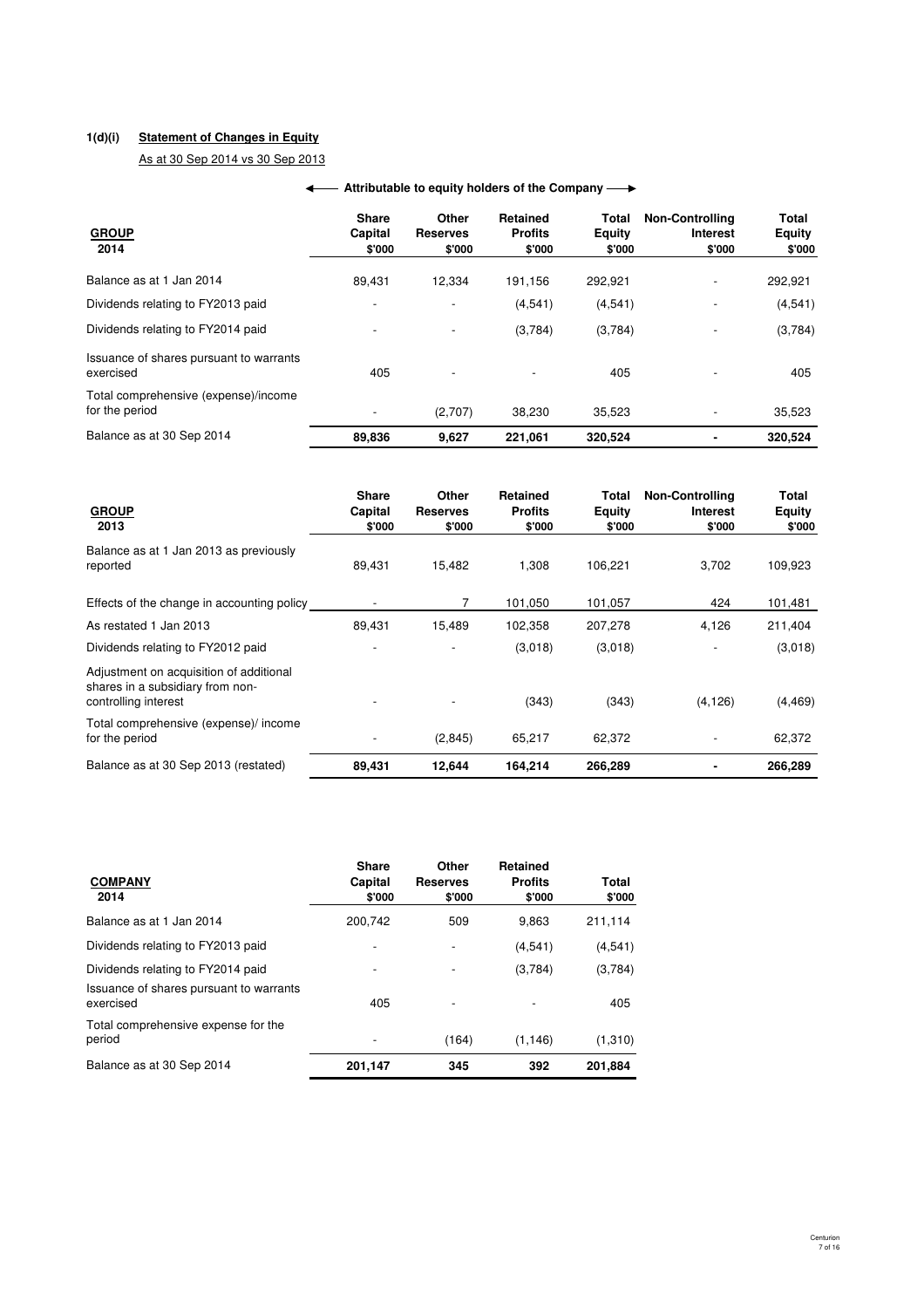**1(d)(i) Statement of Changes in Equity**

As at 30 Sep 2014 vs 30 Sep 2013

| GROUP 2014 | Share Capital \$'000 | Other Reserves \$'000 | Retained Profits \$'000 | Total Equity \$'000 | Non-Controlling Interest \$'000 | Total Equity \$'000 |
|---|---|---|---|---|---|---|
| | ← Attributable to equity holders of the Company → | | | | | |
| Balance as at 1 Jan 2014 | 89,431 | 12,334 | 191,156 | 292,921 | - | 292,921 |
| Dividends relating to FY2013 paid | - | - | (4,541) | (4,541) | - | (4,541) |
| Dividends relating to FY2014 paid | - | - | (3,784) | (3,784) | - | (3,784) |
| Issuance of shares pursuant to warrants exercised | 405 | - | - | 405 | - | 405 |
| Total comprehensive (expense)/income for the period | - | (2,707) | 38,230 | 35,523 | - | 35,523 |
| **Balance as at 30 Sep 2014** | **89,836** | **9,627** | **221,061** | **320,524** | **-** | **320,524** |

| GROUP 2013 | Share Capital \$'000 | Other Reserves \$'000 | Retained Profits \$'000 | Total Equity \$'000 | Non-Controlling Interest \$'000 | Total Equity \$'000 |
|---|---|---|---|---|---|---|
| Balance as at 1 Jan 2013 as previously reported | 89,431 | 15,482 | 1,308 | 106,221 | 3,702 | 109,923 |
| Effects of the change in accounting policy | - | 7 | 101,050 | 101,057 | 424 | 101,481 |
| As restated 1 Jan 2013 | 89,431 | 15,489 | 102,358 | 207,278 | 4,126 | 211,404 |
| Dividends relating to FY2012 paid | - | - | (3,018) | (3,018) | - | (3,018) |
| Adjustment on acquisition of additional shares in a subsidiary from non-controlling interest | - | - | (343) | (343) | (4,126) | (4,469) |
| Total comprehensive (expense)/ income for the period | - | (2,845) | 65,217 | 62,372 | - | 62,372 |
| **Balance as at 30 Sep 2013 (restated)** | **89,431** | **12,644** | **164,214** | **266,289** | **-** | **266,289** |

| COMPANY 2014 | Share Capital \$'000 | Other Reserves \$'000 | Retained Profits \$'000 | Total \$'000 |
|---|---|---|---|---|
| Balance as at 1 Jan 2014 | 200,742 | 509 | 9,863 | 211,114 |
| Dividends relating to FY2013 paid | - | - | (4,541) | (4,541) |
| Dividends relating to FY2014 paid | - | - | (3,784) | (3,784) |
| Issuance of shares pursuant to warrants exercised | 405 | - | - | 405 |
| Total comprehensive expense for the period | - | (164) | (1,146) | (1,310) |
| **Balance as at 30 Sep 2014** | **201,147** | **345** | **392** | **201,884** |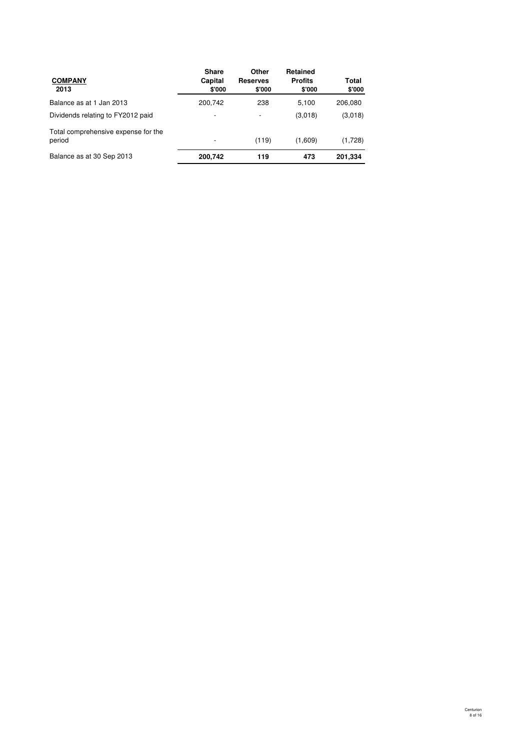| **COMPANY** 2013 | **Share Capital** $'000 | **Other Reserves** $'000 | **Retained Profits** $'000 | **Total** $'000 |
|---|---|---|---|---|
| Balance as at 1 Jan 2013 | 200,742 | 238 | 5,100 | 206,080 |
| Dividends relating to FY2012 paid | - | - | (3,018) | (3,018) |
| Total comprehensive expense for the period | - | (119) | (1,609) | (1,728) |
| Balance as at 30 Sep 2013 | **200,742** | **119** | **473** | **201,334** |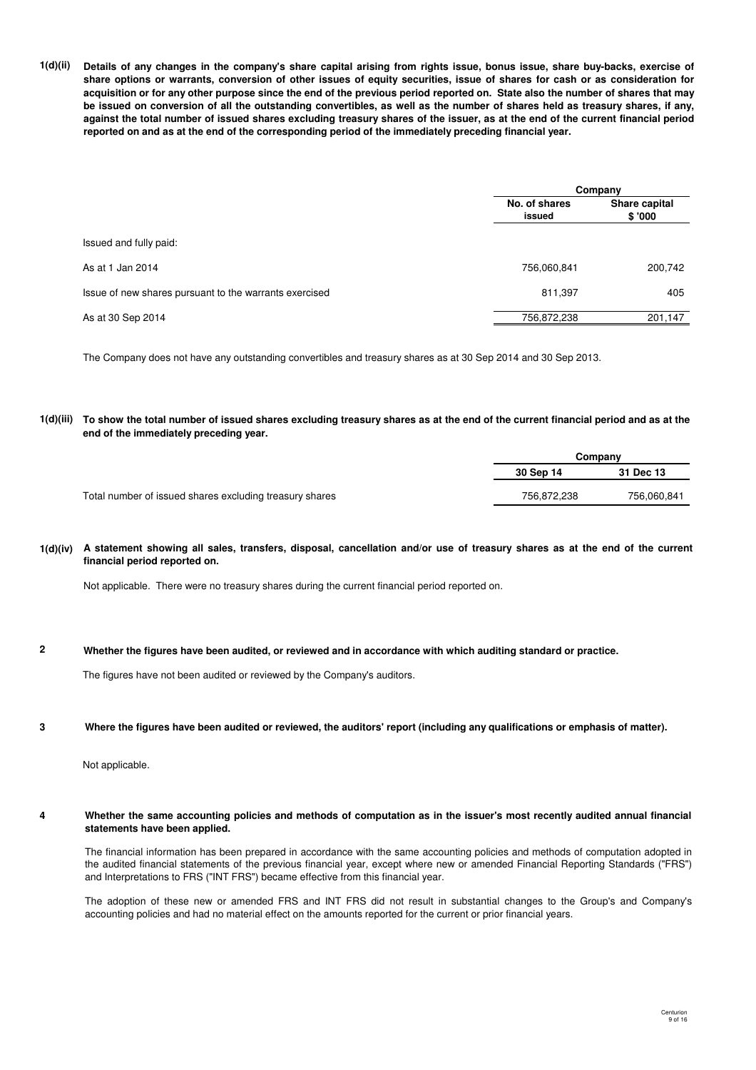**1(d)(ii) Details of any changes in the company's share capital arising from rights issue, bonus issue, share buy-backs, exercise of share options or warrants, conversion of other issues of equity securities, issue of shares for cash or as consideration for acquisition or for any other purpose since the end of the previous period reported on. State also the number of shares that may be issued on conversion of all the outstanding convertibles, as well as the number of shares held as treasury shares, if any, against the total number of issued shares excluding treasury shares of the issuer, as at the end of the current financial period reported on and as at the end of the corresponding period of the immediately preceding financial year.**

| | Company | |
|---|---|---|
| | No. of shares issued | Share capital $ '000 |
| Issued and fully paid: | | |
| As at 1 Jan 2014 | 756,060,841 | 200,742 |
| Issue of new shares pursuant to the warrants exercised | 811,397 | 405 |
| As at 30 Sep 2014 | 756,872,238 | 201,147 |

The Company does not have any outstanding convertibles and treasury shares as at 30 Sep 2014 and 30 Sep 2013.

**1(d)(iii) To show the total number of issued shares excluding treasury shares as at the end of the current financial period and as at the end of the immediately preceding year.**

| | Company | |
|---|---|---|
| | 30 Sep 14 | 31 Dec 13 |
| Total number of issued shares excluding treasury shares | 756,872,238 | 756,060,841 |

**1(d)(iv) A statement showing all sales, transfers, disposal, cancellation and/or use of treasury shares as at the end of the current financial period reported on.**

Not applicable. There were no treasury shares during the current financial period reported on.

**2 Whether the figures have been audited, or reviewed and in accordance with which auditing standard or practice.**

The figures have not been audited or reviewed by the Company's auditors.

**3 Where the figures have been audited or reviewed, the auditors' report (including any qualifications or emphasis of matter).**

Not applicable.

**4 Whether the same accounting policies and methods of computation as in the issuer's most recently audited annual financial statements have been applied.**

The financial information has been prepared in accordance with the same accounting policies and methods of computation adopted in the audited financial statements of the previous financial year, except where new or amended Financial Reporting Standards ("FRS") and Interpretations to FRS ("INT FRS") became effective from this financial year.

The adoption of these new or amended FRS and INT FRS did not result in substantial changes to the Group's and Company's accounting policies and had no material effect on the amounts reported for the current or prior financial years.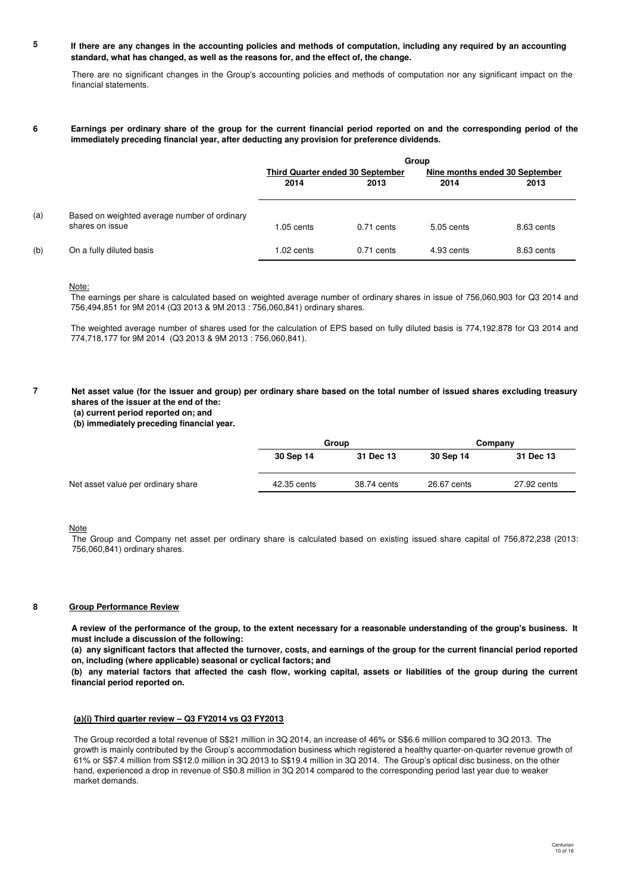**5 If there are any changes in the accounting policies and methods of computation, including any required by an accounting standard, what has changed, as well as the reasons for, and the effect of, the change.**

There are no significant changes in the Group's accounting policies and methods of computation nor any significant impact on the financial statements.

**6 Earnings per ordinary share of the group for the current financial period reported on and the corresponding period of the immediately preceding financial year, after deducting any provision for preference dividends.**

| | | Group | | | |
|---|---|---|---|---|---|
| | | Third Quarter ended 30 September | | Nine months ended 30 September | |
| | | 2014 | 2013 | 2014 | 2013 |
| (a) | Based on weighted average number of ordinary shares on issue | 1.05 cents | 0.71 cents | 5.05 cents | 8.63 cents |
| (b) | On a fully diluted basis | 1.02 cents | 0.71 cents | 4.93 cents | 8.63 cents |

Note:

The earnings per share is calculated based on weighted average number of ordinary shares in issue of 756,060,903 for Q3 2014 and 756,494,851 for 9M 2014 (Q3 2013 & 9M 2013 : 756,060,841) ordinary shares.

The weighted average number of shares used for the calculation of EPS based on fully diluted basis is 774,192,878 for Q3 2014 and 774,718,177 for 9M 2014 (Q3 2013 & 9M 2013 : 756,060,841).

**7 Net asset value (for the issuer and group) per ordinary share based on the total number of issued shares excluding treasury shares of the issuer at the end of the:**
**(a) current period reported on; and**
**(b) immediately preceding financial year.**

| | Group | | Company | |
|---|---|---|---|---|
| | 30 Sep 14 | 31 Dec 13 | 30 Sep 14 | 31 Dec 13 |
| Net asset value per ordinary share | 42.35 cents | 38.74 cents | 26.67 cents | 27.92 cents |

Note

The Group and Company net asset per ordinary share is calculated based on existing issued share capital of 756,872,238 (2013: 756,060,841) ordinary shares.

**8 Group Performance Review**

**A review of the performance of the group, to the extent necessary for a reasonable understanding of the group's business. It must include a discussion of the following:**

**(a) any significant factors that affected the turnover, costs, and earnings of the group for the current financial period reported on, including (where applicable) seasonal or cyclical factors; and**

**(b) any material factors that affected the cash flow, working capital, assets or liabilities of the group during the current financial period reported on.**

**(a)(i) Third quarter review – Q3 FY2014 vs Q3 FY2013**

The Group recorded a total revenue of S$21 million in 3Q 2014, an increase of 46% or S$6.6 million compared to 3Q 2013. The growth is mainly contributed by the Group's accommodation business which registered a healthy quarter-on-quarter revenue growth of 61% or S$7.4 million from S$12.0 million in 3Q 2013 to S$19.4 million in 3Q 2014. The Group's optical disc business, on the other hand, experienced a drop in revenue of S$0.8 million in 3Q 2014 compared to the corresponding period last year due to weaker market demands.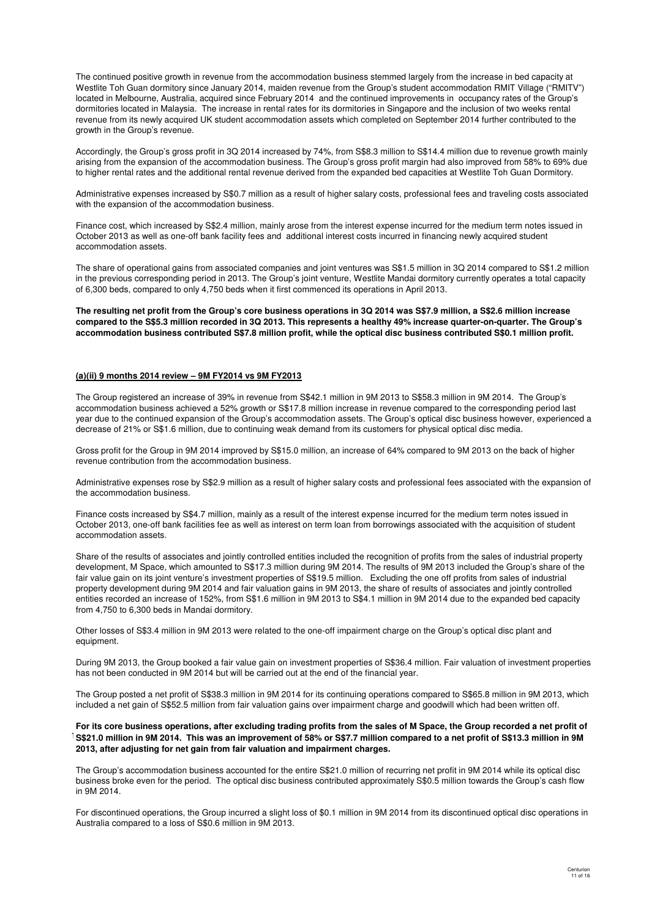The continued positive growth in revenue from the accommodation business stemmed largely from the increase in bed capacity at Westlite Toh Guan dormitory since January 2014, maiden revenue from the Group's student accommodation RMIT Village ("RMITV") located in Melbourne, Australia, acquired since February 2014 and the continued improvements in occupancy rates of the Group's dormitories located in Malaysia. The increase in rental rates for its dormitories in Singapore and the inclusion of two weeks rental revenue from its newly acquired UK student accommodation assets which completed on September 2014 further contributed to the growth in the Group's revenue.

Accordingly, the Group's gross profit in 3Q 2014 increased by 74%, from S$8.3 million to S$14.4 million due to revenue growth mainly arising from the expansion of the accommodation business. The Group's gross profit margin had also improved from 58% to 69% due to higher rental rates and the additional rental revenue derived from the expanded bed capacities at Westlite Toh Guan Dormitory.

Administrative expenses increased by S$0.7 million as a result of higher salary costs, professional fees and traveling costs associated with the expansion of the accommodation business.

Finance cost, which increased by S$2.4 million, mainly arose from the interest expense incurred for the medium term notes issued in October 2013 as well as one-off bank facility fees and additional interest costs incurred in financing newly acquired student accommodation assets.

The share of operational gains from associated companies and joint ventures was S$1.5 million in 3Q 2014 compared to S$1.2 million in the previous corresponding period in 2013. The Group's joint venture, Westlite Mandai dormitory currently operates a total capacity of 6,300 beds, compared to only 4,750 beds when it first commenced its operations in April 2013.

**The resulting net profit from the Group's core business operations in 3Q 2014 was S$7.9 million, a S$2.6 million increase compared to the S$5.3 million recorded in 3Q 2013. This represents a healthy 49% increase quarter-on-quarter. The Group's accommodation business contributed S$7.8 million profit, while the optical disc business contributed S$0.1 million profit.**

**(a)(ii) 9 months 2014 review – 9M FY2014 vs 9M FY2013**

The Group registered an increase of 39% in revenue from S$42.1 million in 9M 2013 to S$58.3 million in 9M 2014. The Group's accommodation business achieved a 52% growth or S$17.8 million increase in revenue compared to the corresponding period last year due to the continued expansion of the Group's accommodation assets. The Group's optical disc business however, experienced a decrease of 21% or S$1.6 million, due to continuing weak demand from its customers for physical optical disc media.

Gross profit for the Group in 9M 2014 improved by S$15.0 million, an increase of 64% compared to 9M 2013 on the back of higher revenue contribution from the accommodation business.

Administrative expenses rose by S$2.9 million as a result of higher salary costs and professional fees associated with the expansion of the accommodation business.

Finance costs increased by S$4.7 million, mainly as a result of the interest expense incurred for the medium term notes issued in October 2013, one-off bank facilities fee as well as interest on term loan from borrowings associated with the acquisition of student accommodation assets.

Share of the results of associates and jointly controlled entities included the recognition of profits from the sales of industrial property development, M Space, which amounted to S$17.3 million during 9M 2014. The results of 9M 2013 included the Group's share of the fair value gain on its joint venture's investment properties of S$19.5 million. Excluding the one off profits from sales of industrial property development during 9M 2014 and fair valuation gains in 9M 2013, the share of results of associates and jointly controlled entities recorded an increase of 152%, from S$1.6 million in 9M 2013 to S$4.1 million in 9M 2014 due to the expanded bed capacity from 4,750 to 6,300 beds in Mandai dormitory.

Other losses of S$3.4 million in 9M 2013 were related to the one-off impairment charge on the Group's optical disc plant and equipment.

During 9M 2013, the Group booked a fair value gain on investment properties of S$36.4 million. Fair valuation of investment properties has not been conducted in 9M 2014 but will be carried out at the end of the financial year.

The Group posted a net profit of S$38.3 million in 9M 2014 for its continuing operations compared to S$65.8 million in 9M 2013, which included a net gain of S$52.5 million from fair valuation gains over impairment charge and goodwill which had been written off.

**For its core business operations, after excluding trading profits from the sales of M Space, the Group recorded a net profit of S$21.0 million in 9M 2014. This was an improvement of 58% or S$7.7 million compared to a net profit of S$13.3 million in 9M 2013, after adjusting for net gain from fair valuation and impairment charges.**

The Group's accommodation business accounted for the entire S$21.0 million of recurring net profit in 9M 2014 while its optical disc business broke even for the period. The optical disc business contributed approximately S$0.5 million towards the Group's cash flow in 9M 2014.

For discontinued operations, the Group incurred a slight loss of $0.1 million in 9M 2014 from its discontinued optical disc operations in Australia compared to a loss of S$0.6 million in 9M 2013.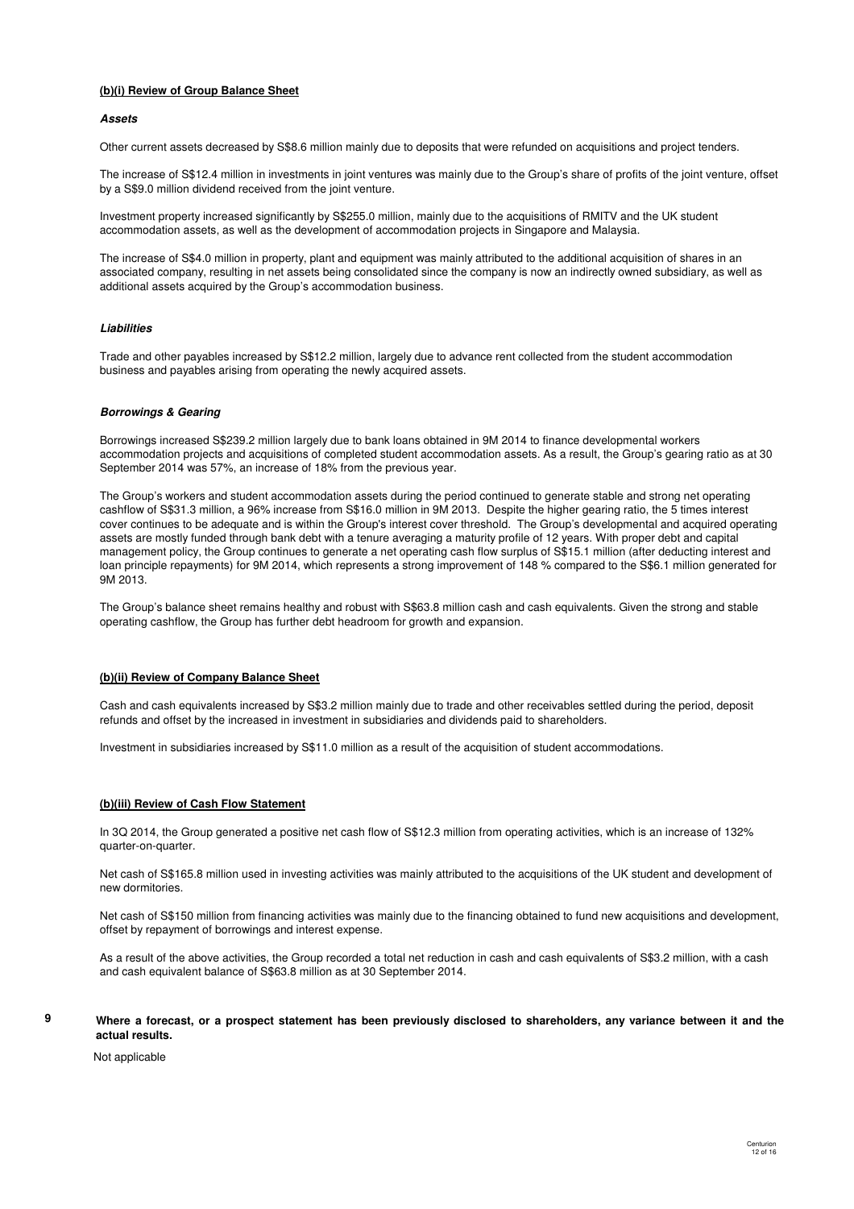**(b)(i) Review of Group Balance Sheet**

***Assets***

Other current assets decreased by S$8.6 million mainly due to deposits that were refunded on acquisitions and project tenders.

The increase of S$12.4 million in investments in joint ventures was mainly due to the Group's share of profits of the joint venture, offset by a S$9.0 million dividend received from the joint venture.

Investment property increased significantly by S$255.0 million, mainly due to the acquisitions of RMITV and the UK student accommodation assets, as well as the development of accommodation projects in Singapore and Malaysia.

The increase of S$4.0 million in property, plant and equipment was mainly attributed to the additional acquisition of shares in an associated company, resulting in net assets being consolidated since the company is now an indirectly owned subsidiary, as well as additional assets acquired by the Group's accommodation business.

***Liabilities***

Trade and other payables increased by S$12.2 million, largely due to advance rent collected from the student accommodation business and payables arising from operating the newly acquired assets.

***Borrowings & Gearing***

Borrowings increased S$239.2 million largely due to bank loans obtained in 9M 2014 to finance developmental workers accommodation projects and acquisitions of completed student accommodation assets. As a result, the Group's gearing ratio as at 30 September 2014 was 57%, an increase of 18% from the previous year.

The Group's workers and student accommodation assets during the period continued to generate stable and strong net operating cashflow of S$31.3 million, a 96% increase from S$16.0 million in 9M 2013. Despite the higher gearing ratio, the 5 times interest cover continues to be adequate and is within the Group's interest cover threshold. The Group's developmental and acquired operating assets are mostly funded through bank debt with a tenure averaging a maturity profile of 12 years. With proper debt and capital management policy, the Group continues to generate a net operating cash flow surplus of S$15.1 million (after deducting interest and loan principle repayments) for 9M 2014, which represents a strong improvement of 148 % compared to the S$6.1 million generated for 9M 2013.

The Group's balance sheet remains healthy and robust with S$63.8 million cash and cash equivalents. Given the strong and stable operating cashflow, the Group has further debt headroom for growth and expansion.

**(b)(ii) Review of Company Balance Sheet**

Cash and cash equivalents increased by S$3.2 million mainly due to trade and other receivables settled during the period, deposit refunds and offset by the increased in investment in subsidiaries and dividends paid to shareholders.

Investment in subsidiaries increased by S$11.0 million as a result of the acquisition of student accommodations.

**(b)(iii) Review of Cash Flow Statement**

In 3Q 2014, the Group generated a positive net cash flow of S$12.3 million from operating activities, which is an increase of 132% quarter-on-quarter.

Net cash of S$165.8 million used in investing activities was mainly attributed to the acquisitions of the UK student and development of new dormitories.

Net cash of S$150 million from financing activities was mainly due to the financing obtained to fund new acquisitions and development, offset by repayment of borrowings and interest expense.

As a result of the above activities, the Group recorded a total net reduction in cash and cash equivalents of S$3.2 million, with a cash and cash equivalent balance of S$63.8 million as at 30 September 2014.

**9 Where a forecast, or a prospect statement has been previously disclosed to shareholders, any variance between it and the actual results.**

Not applicable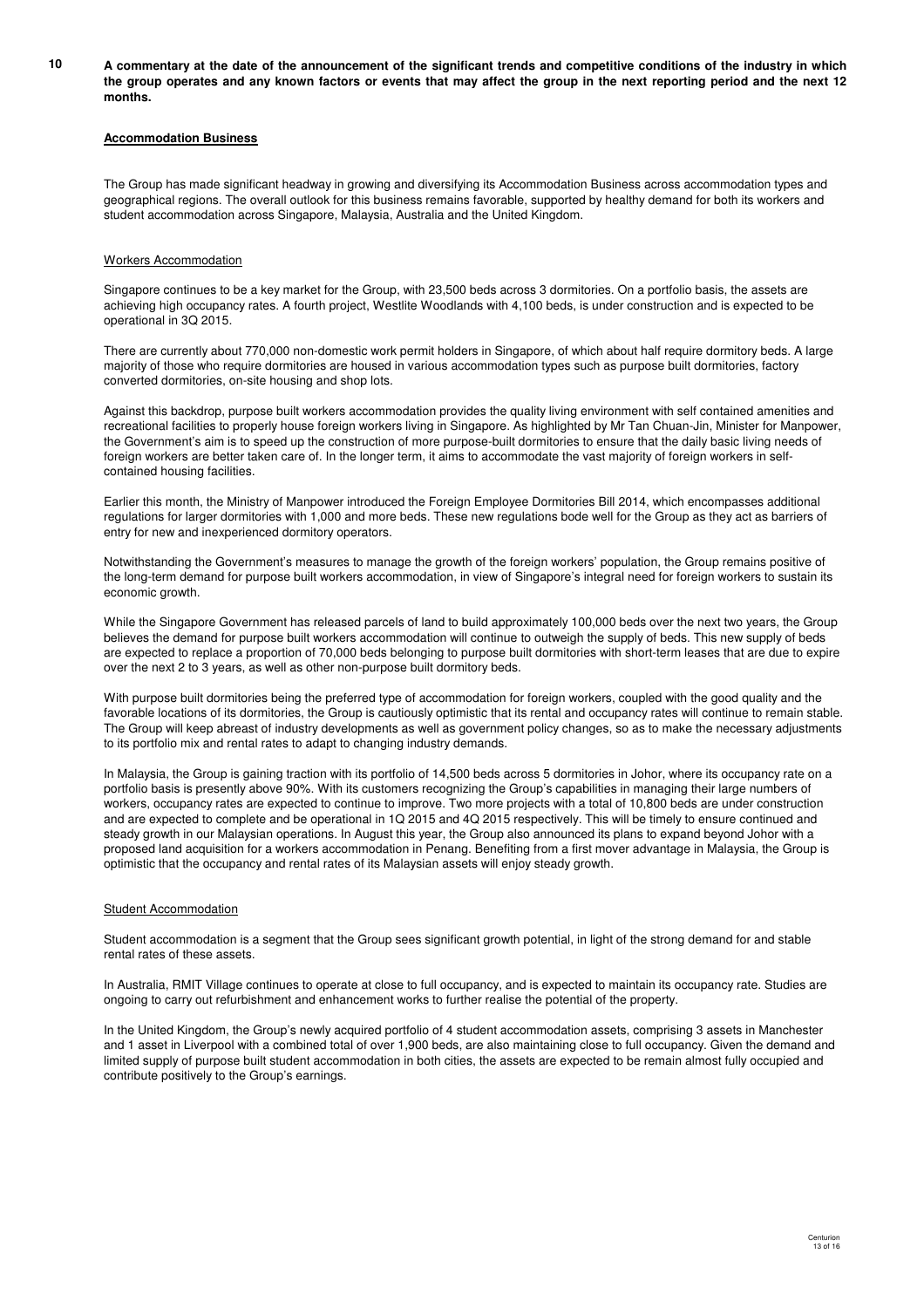**10 A commentary at the date of the announcement of the significant trends and competitive conditions of the industry in which the group operates and any known factors or events that may affect the group in the next reporting period and the next 12 months.**

**Accommodation Business**

The Group has made significant headway in growing and diversifying its Accommodation Business across accommodation types and geographical regions. The overall outlook for this business remains favorable, supported by healthy demand for both its workers and student accommodation across Singapore, Malaysia, Australia and the United Kingdom.

Workers Accommodation

Singapore continues to be a key market for the Group, with 23,500 beds across 3 dormitories. On a portfolio basis, the assets are achieving high occupancy rates. A fourth project, Westlite Woodlands with 4,100 beds, is under construction and is expected to be operational in 3Q 2015.

There are currently about 770,000 non-domestic work permit holders in Singapore, of which about half require dormitory beds. A large majority of those who require dormitories are housed in various accommodation types such as purpose built dormitories, factory converted dormitories, on-site housing and shop lots.

Against this backdrop, purpose built workers accommodation provides the quality living environment with self contained amenities and recreational facilities to properly house foreign workers living in Singapore. As highlighted by Mr Tan Chuan-Jin, Minister for Manpower, the Government's aim is to speed up the construction of more purpose-built dormitories to ensure that the daily basic living needs of foreign workers are better taken care of. In the longer term, it aims to accommodate the vast majority of foreign workers in self-contained housing facilities.

Earlier this month, the Ministry of Manpower introduced the Foreign Employee Dormitories Bill 2014, which encompasses additional regulations for larger dormitories with 1,000 and more beds. These new regulations bode well for the Group as they act as barriers of entry for new and inexperienced dormitory operators.

Notwithstanding the Government's measures to manage the growth of the foreign workers' population, the Group remains positive of the long-term demand for purpose built workers accommodation, in view of Singapore's integral need for foreign workers to sustain its economic growth.

While the Singapore Government has released parcels of land to build approximately 100,000 beds over the next two years, the Group believes the demand for purpose built workers accommodation will continue to outweigh the supply of beds. This new supply of beds are expected to replace a proportion of 70,000 beds belonging to purpose built dormitories with short-term leases that are due to expire over the next 2 to 3 years, as well as other non-purpose built dormitory beds.

With purpose built dormitories being the preferred type of accommodation for foreign workers, coupled with the good quality and the favorable locations of its dormitories, the Group is cautiously optimistic that its rental and occupancy rates will continue to remain stable. The Group will keep abreast of industry developments as well as government policy changes, so as to make the necessary adjustments to its portfolio mix and rental rates to adapt to changing industry demands.

In Malaysia, the Group is gaining traction with its portfolio of 14,500 beds across 5 dormitories in Johor, where its occupancy rate on a portfolio basis is presently above 90%. With its customers recognizing the Group's capabilities in managing their large numbers of workers, occupancy rates are expected to continue to improve. Two more projects with a total of 10,800 beds are under construction and are expected to complete and be operational in 1Q 2015 and 4Q 2015 respectively. This will be timely to ensure continued and steady growth in our Malaysian operations. In August this year, the Group also announced its plans to expand beyond Johor with a proposed land acquisition for a workers accommodation in Penang. Benefiting from a first mover advantage in Malaysia, the Group is optimistic that the occupancy and rental rates of its Malaysian assets will enjoy steady growth.

Student Accommodation

Student accommodation is a segment that the Group sees significant growth potential, in light of the strong demand for and stable rental rates of these assets.

In Australia, RMIT Village continues to operate at close to full occupancy, and is expected to maintain its occupancy rate. Studies are ongoing to carry out refurbishment and enhancement works to further realise the potential of the property.

In the United Kingdom, the Group's newly acquired portfolio of 4 student accommodation assets, comprising 3 assets in Manchester and 1 asset in Liverpool with a combined total of over 1,900 beds, are also maintaining close to full occupancy. Given the demand and limited supply of purpose built student accommodation in both cities, the assets are expected to be remain almost fully occupied and contribute positively to the Group's earnings.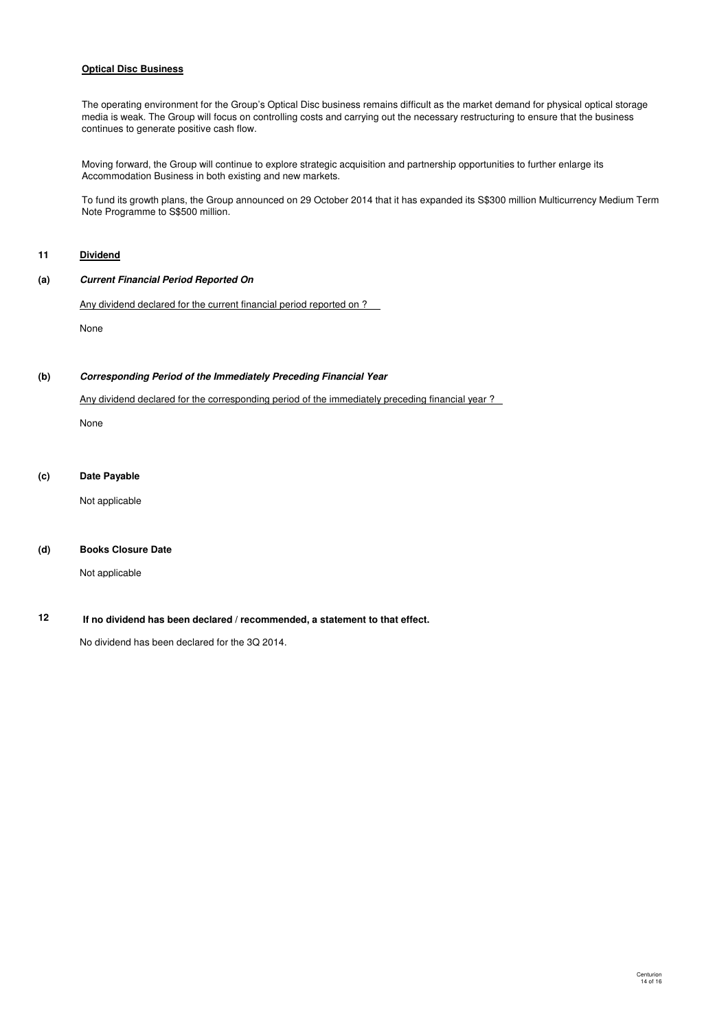**Optical Disc Business**

The operating environment for the Group's Optical Disc business remains difficult as the market demand for physical optical storage media is weak. The Group will focus on controlling costs and carrying out the necessary restructuring to ensure that the business continues to generate positive cash flow.

Moving forward, the Group will continue to explore strategic acquisition and partnership opportunities to further enlarge its Accommodation Business in both existing and new markets.

To fund its growth plans, the Group announced on 29 October 2014 that it has expanded its S$300 million Multicurrency Medium Term Note Programme to S$500 million.

## 11 Dividend

### (a) *Current Financial Period Reported On*

Any dividend declared for the current financial period reported on ?

None

### (b) *Corresponding Period of the Immediately Preceding Financial Year*

Any dividend declared for the corresponding period of the immediately preceding financial year ?

None

### (c) Date Payable

Not applicable

### (d) Books Closure Date

Not applicable

## 12 If no dividend has been declared / recommended, a statement to that effect.

No dividend has been declared for the 3Q 2014.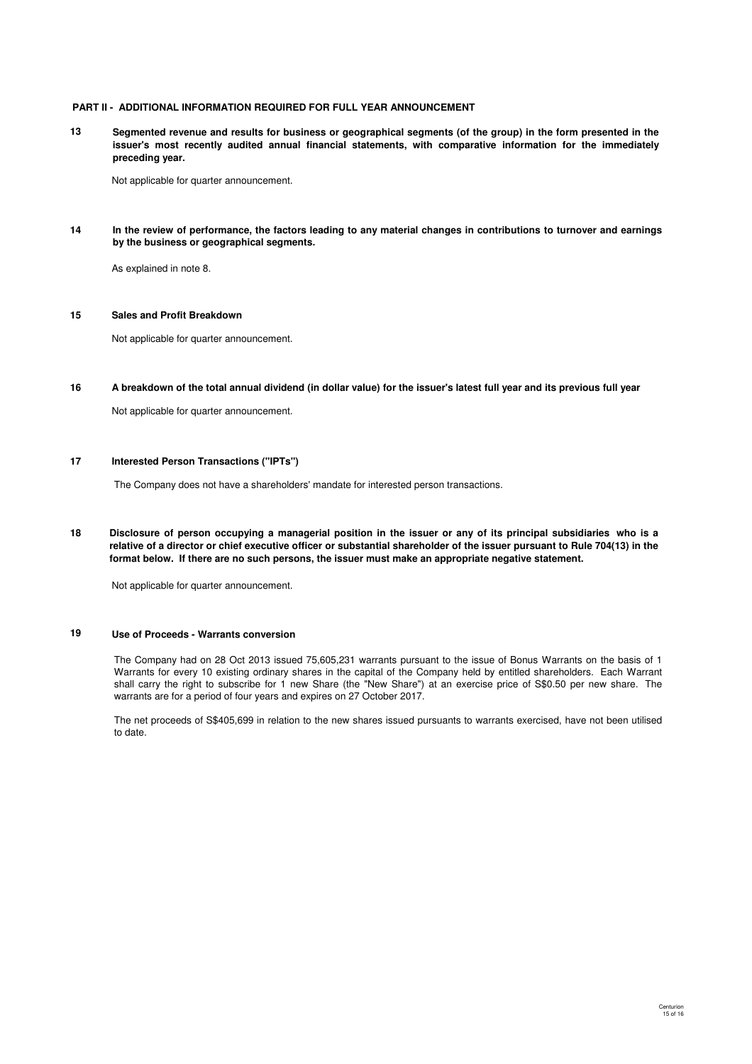## PART II - ADDITIONAL INFORMATION REQUIRED FOR FULL YEAR ANNOUNCEMENT

**13 Segmented revenue and results for business or geographical segments (of the group) in the form presented in the issuer's most recently audited annual financial statements, with comparative information for the immediately preceding year.**

Not applicable for quarter announcement.

**14 In the review of performance, the factors leading to any material changes in contributions to turnover and earnings by the business or geographical segments.**

As explained in note 8.

**15 Sales and Profit Breakdown**

Not applicable for quarter announcement.

**16 A breakdown of the total annual dividend (in dollar value) for the issuer's latest full year and its previous full year**

Not applicable for quarter announcement.

**17 Interested Person Transactions ("IPTs")**

The Company does not have a shareholders' mandate for interested person transactions.

**18 Disclosure of person occupying a managerial position in the issuer or any of its principal subsidiaries who is a relative of a director or chief executive officer or substantial shareholder of the issuer pursuant to Rule 704(13) in the format below. If there are no such persons, the issuer must make an appropriate negative statement.**

Not applicable for quarter announcement.

**19 Use of Proceeds - Warrants conversion**

The Company had on 28 Oct 2013 issued 75,605,231 warrants pursuant to the issue of Bonus Warrants on the basis of 1 Warrants for every 10 existing ordinary shares in the capital of the Company held by entitled shareholders. Each Warrant shall carry the right to subscribe for 1 new Share (the "New Share") at an exercise price of S$0.50 per new share. The warrants are for a period of four years and expires on 27 October 2017.

The net proceeds of S$405,699 in relation to the new shares issued pursuants to warrants exercised, have not been utilised to date.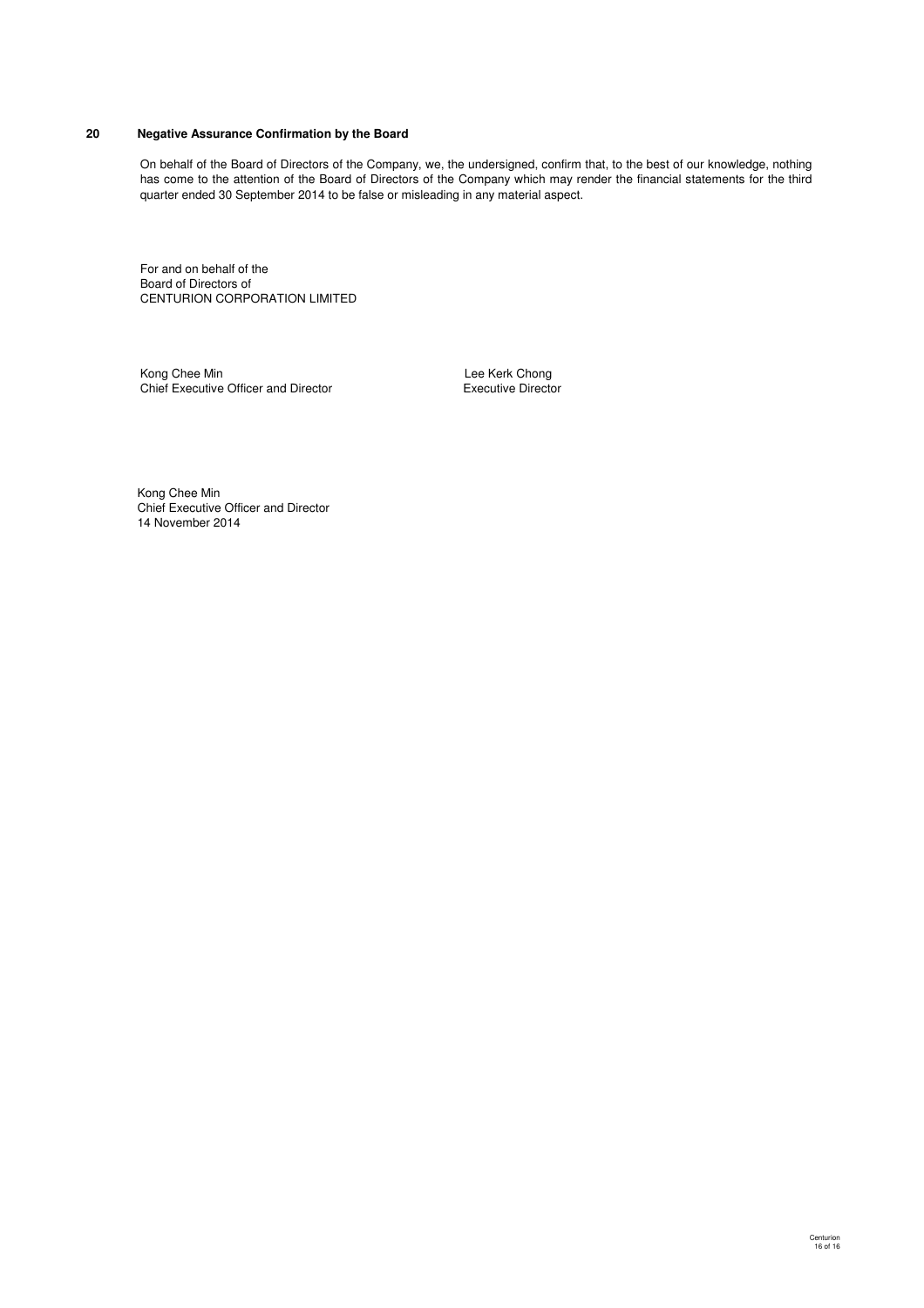## 20 Negative Assurance Confirmation by the Board

On behalf of the Board of Directors of the Company, we, the undersigned, confirm that, to the best of our knowledge, nothing has come to the attention of the Board of Directors of the Company which may render the financial statements for the third quarter ended 30 September 2014 to be false or misleading in any material aspect.

For and on behalf of the
Board of Directors of
CENTURION CORPORATION LIMITED

Kong Chee Min
Chief Executive Officer and Director

Lee Kerk Chong
Executive Director

Kong Chee Min
Chief Executive Officer and Director
14 November 2014